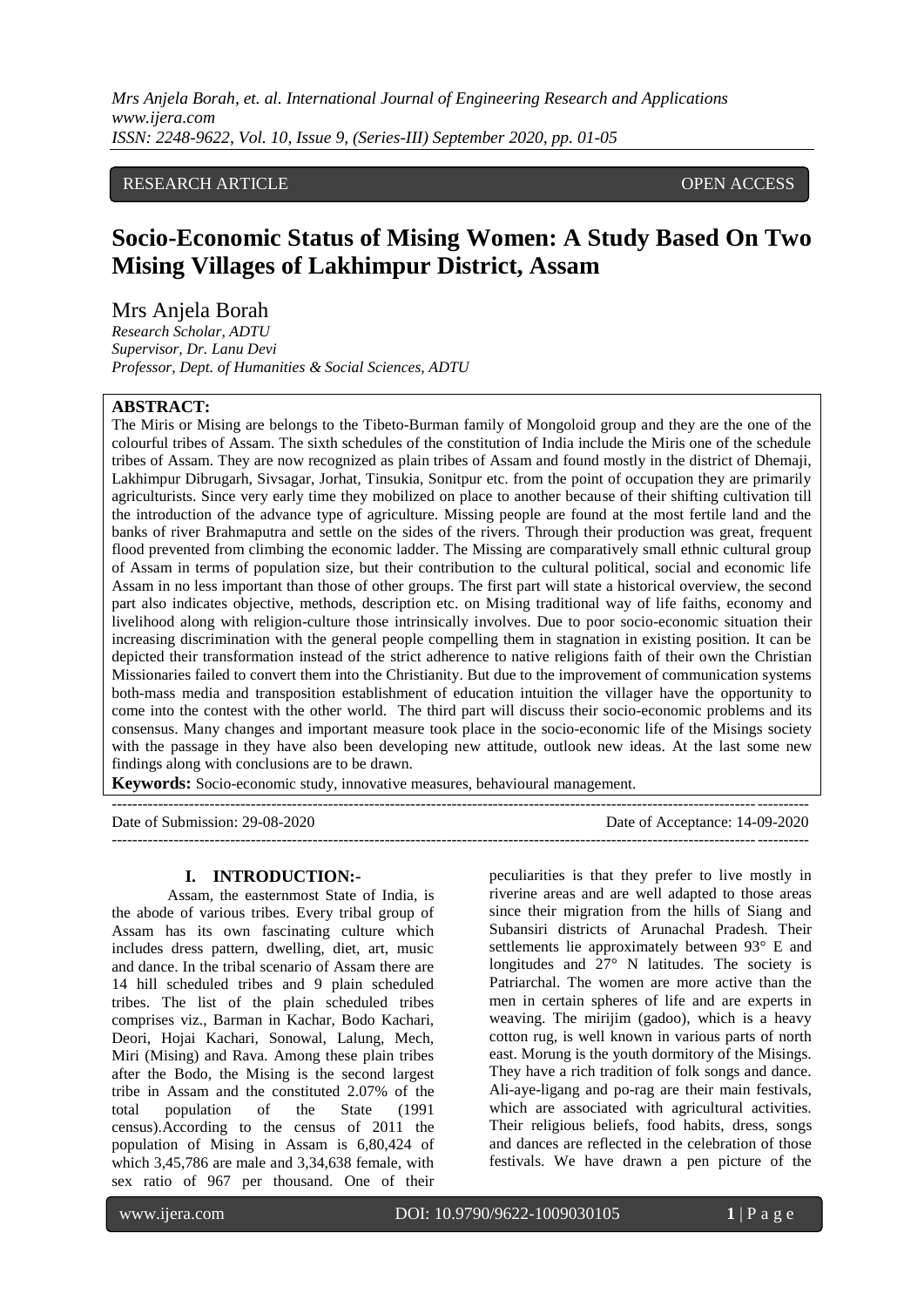RESEARCH ARTICLE OPEN ACCESS

# Socio-Economic Status of Mising Women: A Study Based On Two Mising Villages of Lakhimpur District, Assam

Mrs Anjela Borah

*Research Scholar, ADTU*
*Supervisor, Dr. Lanu Devi*
*Professor, Dept. of Humanities & Social Sciences, ADTU*

**ABSTRACT:**

The Miris or Mising are belongs to the Tibeto-Burman family of Mongoloid group and they are the one of the colourful tribes of Assam. The sixth schedules of the constitution of India include the Miris one of the schedule tribes of Assam. They are now recognized as plain tribes of Assam and found mostly in the district of Dhemaji, Lakhimpur Dibrugarh, Sivsagar, Jorhat, Tinsukia, Sonitpur etc. from the point of occupation they are primarily agriculturists. Since very early time they mobilized on place to another because of their shifting cultivation till the introduction of the advance type of agriculture. Missing people are found at the most fertile land and the banks of river Brahmaputra and settle on the sides of the rivers. Through their production was great, frequent flood prevented from climbing the economic ladder. The Missing are comparatively small ethnic cultural group of Assam in terms of population size, but their contribution to the cultural political, social and economic life Assam in no less important than those of other groups. The first part will state a historical overview, the second part also indicates objective, methods, description etc. on Mising traditional way of life faiths, economy and livelihood along with religion-culture those intrinsically involves. Due to poor socio-economic situation their increasing discrimination with the general people compelling them in stagnation in existing position. It can be depicted their transformation instead of the strict adherence to native religions faith of their own the Christian Missionaries failed to convert them into the Christianity. But due to the improvement of communication systems both-mass media and transposition establishment of education intuition the villager have the opportunity to come into the contest with the other world. The third part will discuss their socio-economic problems and its consensus. Many changes and important measure took place in the socio-economic life of the Misings society with the passage in they have also been developing new attitude, outlook new ideas. At the last some new findings along with conclusions are to be drawn.

**Keywords:** Socio-economic study, innovative measures, behavioural management.

---

Date of Submission: 29-08-2020 Date of Acceptance: 14-09-2020

---

## I. INTRODUCTION:-

Assam, the easternmost State of India, is the abode of various tribes. Every tribal group of Assam has its own fascinating culture which includes dress pattern, dwelling, diet, art, music and dance. In the tribal scenario of Assam there are 14 hill scheduled tribes and 9 plain scheduled tribes. The list of the plain scheduled tribes comprises viz., Barman in Kachar, Bodo Kachari, Deori, Hojai Kachari, Sonowal, Lalung, Mech, Miri (Mising) and Rava. Among these plain tribes after the Bodo, the Mising is the second largest tribe in Assam and the constituted 2.07% of the total population of the State (1991 census).According to the census of 2011 the population of Mising in Assam is 6,80,424 of which 3,45,786 are male and 3,34,638 female, with sex ratio of 967 per thousand. One of their peculiarities is that they prefer to live mostly in riverine areas and are well adapted to those areas since their migration from the hills of Siang and Subansiri districts of Arunachal Pradesh. Their settlements lie approximately between 93° E and longitudes and 27° N latitudes. The society is Patriarchal. The women are more active than the men in certain spheres of life and are experts in weaving. The mirijim (gadoo), which is a heavy cotton rug, is well known in various parts of north east. Morung is the youth dormitory of the Misings. They have a rich tradition of folk songs and dance. Ali-aye-ligang and po-rag are their main festivals, which are associated with agricultural activities. Their religious beliefs, food habits, dress, songs and dances are reflected in the celebration of those festivals. We have drawn a pen picture of the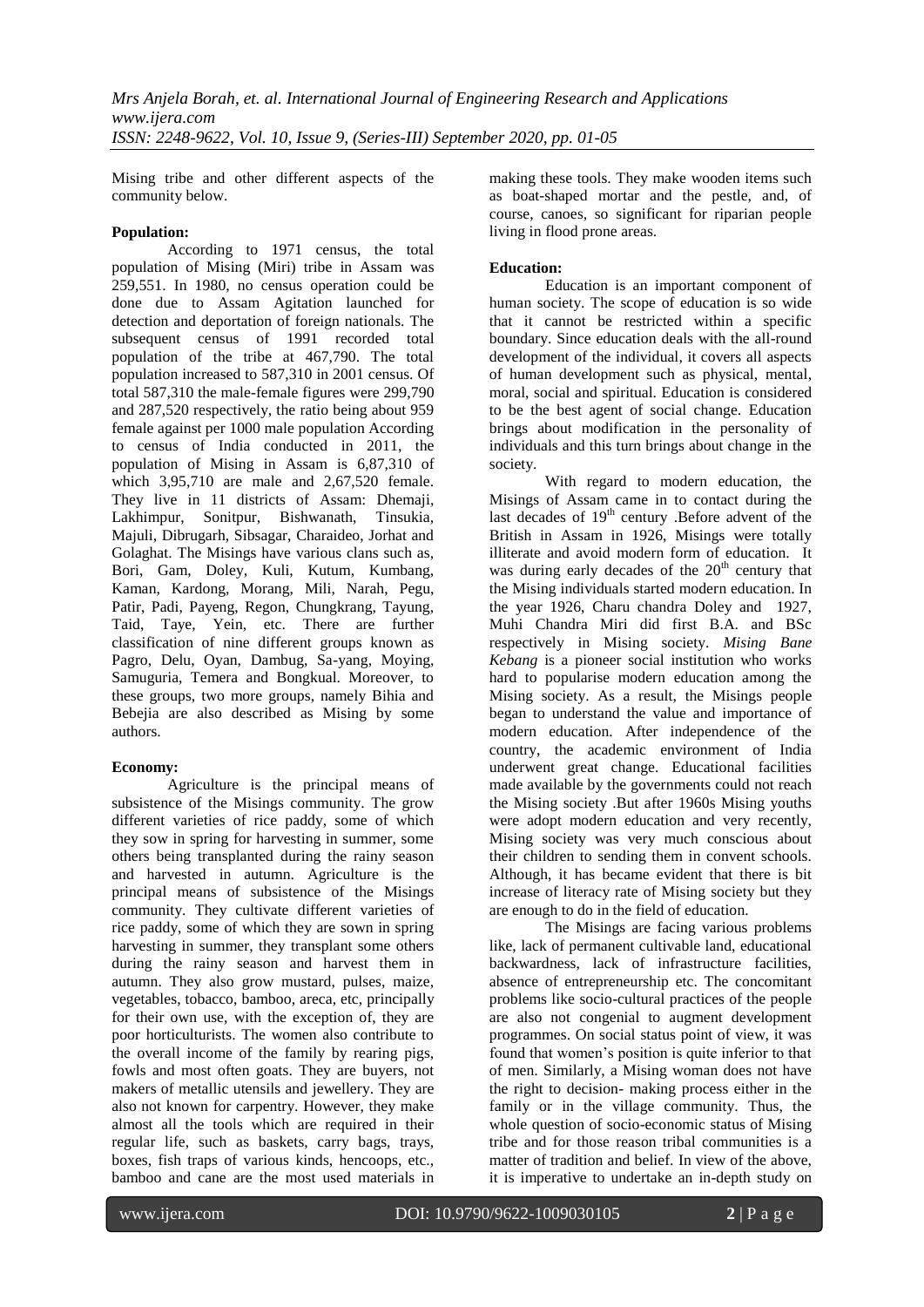Mising tribe and other different aspects of the community below.

**Population:**

According to 1971 census, the total population of Mising (Miri) tribe in Assam was 259,551. In 1980, no census operation could be done due to Assam Agitation launched for detection and deportation of foreign nationals. The subsequent census of 1991 recorded total population of the tribe at 467,790. The total population increased to 587,310 in 2001 census. Of total 587,310 the male-female figures were 299,790 and 287,520 respectively, the ratio being about 959 female against per 1000 male population According to census of India conducted in 2011, the population of Mising in Assam is 6,87,310 of which 3,95,710 are male and 2,67,520 female. They live in 11 districts of Assam: Dhemaji, Lakhimpur, Sonitpur, Bishwanath, Tinsukia, Majuli, Dibrugarh, Sibsagar, Charaideo, Jorhat and Golaghat. The Misings have various clans such as, Bori, Gam, Doley, Kuli, Kutum, Kumbang, Kaman, Kardong, Morang, Mili, Narah, Pegu, Patir, Padi, Payeng, Regon, Chungkrang, Tayung, Taid, Taye, Yein, etc. There are further classification of nine different groups known as Pagro, Delu, Oyan, Dambug, Sa-yang, Moying, Samuguria, Temera and Bongkual. Moreover, to these groups, two more groups, namely Bihia and Bebejia are also described as Mising by some authors.

**Economy:**

Agriculture is the principal means of subsistence of the Misings community. The grow different varieties of rice paddy, some of which they sow in spring for harvesting in summer, some others being transplanted during the rainy season and harvested in autumn. Agriculture is the principal means of subsistence of the Misings community. They cultivate different varieties of rice paddy, some of which they are sown in spring harvesting in summer, they transplant some others during the rainy season and harvest them in autumn. They also grow mustard, pulses, maize, vegetables, tobacco, bamboo, areca, etc, principally for their own use, with the exception of, they are poor horticulturists. The women also contribute to the overall income of the family by rearing pigs, fowls and most often goats. They are buyers, not makers of metallic utensils and jewellery. They are also not known for carpentry. However, they make almost all the tools which are required in their regular life, such as baskets, carry bags, trays, boxes, fish traps of various kinds, hencoops, etc., bamboo and cane are the most used materials in making these tools. They make wooden items such as boat-shaped mortar and the pestle, and, of course, canoes, so significant for riparian people living in flood prone areas.

**Education:**

Education is an important component of human society. The scope of education is so wide that it cannot be restricted within a specific boundary. Since education deals with the all-round development of the individual, it covers all aspects of human development such as physical, mental, moral, social and spiritual. Education is considered to be the best agent of social change. Education brings about modification in the personality of individuals and this turn brings about change in the society.

With regard to modern education, the Misings of Assam came in to contact during the last decades of 19th century .Before advent of the British in Assam in 1926, Misings were totally illiterate and avoid modern form of education. It was during early decades of the 20th century that the Mising individuals started modern education. In the year 1926, Charu chandra Doley and 1927, Muhi Chandra Miri did first B.A. and BSc respectively in Mising society. *Mising Bane Kebang* is a pioneer social institution who works hard to popularise modern education among the Mising society. As a result, the Misings people began to understand the value and importance of modern education. After independence of the country, the academic environment of India underwent great change. Educational facilities made available by the governments could not reach the Mising society .But after 1960s Mising youths were adopt modern education and very recently, Mising society was very much conscious about their children to sending them in convent schools. Although, it has became evident that there is bit increase of literacy rate of Mising society but they are enough to do in the field of education.

The Misings are facing various problems like, lack of permanent cultivable land, educational backwardness, lack of infrastructure facilities, absence of entrepreneurship etc. The concomitant problems like socio-cultural practices of the people are also not congenial to augment development programmes. On social status point of view, it was found that women's position is quite inferior to that of men. Similarly, a Mising woman does not have the right to decision- making process either in the family or in the village community. Thus, the whole question of socio-economic status of Mising tribe and for those reason tribal communities is a matter of tradition and belief. In view of the above, it is imperative to undertake an in-depth study on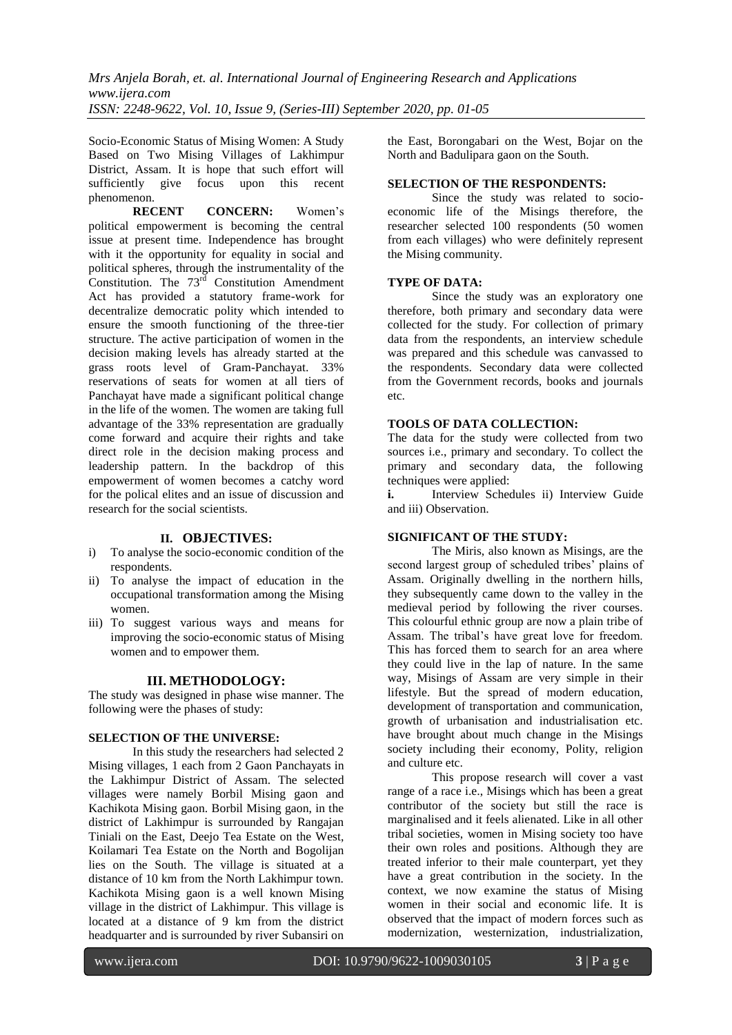Socio-Economic Status of Mising Women: A Study Based on Two Mising Villages of Lakhimpur District, Assam. It is hope that such effort will sufficiently give focus upon this recent phenomenon.

**RECENT CONCERN:** Women's political empowerment is becoming the central issue at present time. Independence has brought with it the opportunity for equality in social and political spheres, through the instrumentality of the Constitution. The 73rd Constitution Amendment Act has provided a statutory frame-work for decentralize democratic polity which intended to ensure the smooth functioning of the three-tier structure. The active participation of women in the decision making levels has already started at the grass roots level of Gram-Panchayat. 33% reservations of seats for women at all tiers of Panchayat have made a significant political change in the life of the women. The women are taking full advantage of the 33% representation are gradually come forward and acquire their rights and take direct role in the decision making process and leadership pattern. In the backdrop of this empowerment of women becomes a catchy word for the polical elites and an issue of discussion and research for the social scientists.

## II. OBJECTIVES:

i) To analyse the socio-economic condition of the respondents.
ii) To analyse the impact of education in the occupational transformation among the Mising women.
iii) To suggest various ways and means for improving the socio-economic status of Mising women and to empower them.

## III. METHODOLOGY:

The study was designed in phase wise manner. The following were the phases of study:

**SELECTION OF THE UNIVERSE:**

In this study the researchers had selected 2 Mising villages, 1 each from 2 Gaon Panchayats in the Lakhimpur District of Assam. The selected villages were namely Borbil Mising gaon and Kachikota Mising gaon. Borbil Mising gaon, in the district of Lakhimpur is surrounded by Rangajan Tiniali on the East, Deejo Tea Estate on the West, Koilamari Tea Estate on the North and Bogolijan lies on the South. The village is situated at a distance of 10 km from the North Lakhimpur town. Kachikota Mising gaon is a well known Mising village in the district of Lakhimpur. This village is located at a distance of 9 km from the district headquarter and is surrounded by river Subansiri on the East, Borongabari on the West, Bojar on the North and Badulipara gaon on the South.

**SELECTION OF THE RESPONDENTS:**

Since the study was related to socio-economic life of the Misings therefore, the researcher selected 100 respondents (50 women from each villages) who were definitely represent the Mising community.

**TYPE OF DATA:**

Since the study was an exploratory one therefore, both primary and secondary data were collected for the study. For collection of primary data from the respondents, an interview schedule was prepared and this schedule was canvassed to the respondents. Secondary data were collected from the Government records, books and journals etc.

**TOOLS OF DATA COLLECTION:**

The data for the study were collected from two sources i.e., primary and secondary. To collect the primary and secondary data, the following techniques were applied:

**i.** Interview Schedules ii) Interview Guide and iii) Observation.

**SIGNIFICANT OF THE STUDY:**

The Miris, also known as Misings, are the second largest group of scheduled tribes' plains of Assam. Originally dwelling in the northern hills, they subsequently came down to the valley in the medieval period by following the river courses. This colourful ethnic group are now a plain tribe of Assam. The tribal's have great love for freedom. This has forced them to search for an area where they could live in the lap of nature. In the same way, Misings of Assam are very simple in their lifestyle. But the spread of modern education, development of transportation and communication, growth of urbanisation and industrialisation etc. have brought about much change in the Misings society including their economy, Polity, religion and culture etc.

This propose research will cover a vast range of a race i.e., Misings which has been a great contributor of the society but still the race is marginalised and it feels alienated. Like in all other tribal societies, women in Mising society too have their own roles and positions. Although they are treated inferior to their male counterpart, yet they have a great contribution in the society. In the context, we now examine the status of Mising women in their social and economic life. It is observed that the impact of modern forces such as modernization, westernization, industrialization,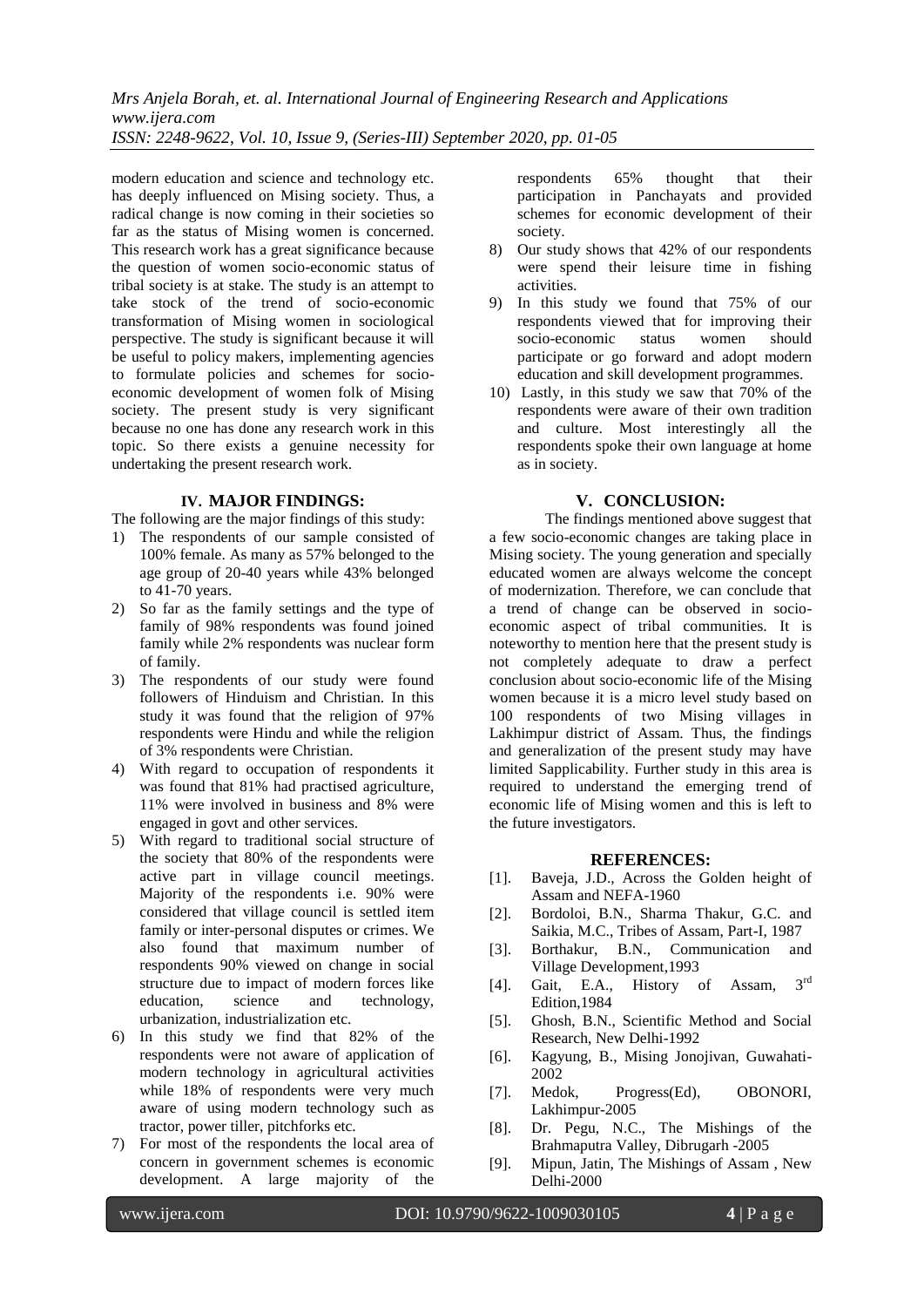modern education and science and technology etc. has deeply influenced on Mising society. Thus, a radical change is now coming in their societies so far as the status of Mising women is concerned. This research work has a great significance because the question of women socio-economic status of tribal society is at stake. The study is an attempt to take stock of the trend of socio-economic transformation of Mising women in sociological perspective. The study is significant because it will be useful to policy makers, implementing agencies to formulate policies and schemes for socio-economic development of women folk of Mising society. The present study is very significant because no one has done any research work in this topic. So there exists a genuine necessity for undertaking the present research work.

## IV. MAJOR FINDINGS:

The following are the major findings of this study:

1) The respondents of our sample consisted of 100% female. As many as 57% belonged to the age group of 20-40 years while 43% belonged to 41-70 years.
2) So far as the family settings and the type of family of 98% respondents was found joined family while 2% respondents was nuclear form of family.
3) The respondents of our study were found followers of Hinduism and Christian. In this study it was found that the religion of 97% respondents were Hindu and while the religion of 3% respondents were Christian.
4) With regard to occupation of respondents it was found that 81% had practised agriculture, 11% were involved in business and 8% were engaged in govt and other services.
5) With regard to traditional social structure of the society that 80% of the respondents were active part in village council meetings. Majority of the respondents i.e. 90% were considered that village council is settled item family or inter-personal disputes or crimes. We also found that maximum number of respondents 90% viewed on change in social structure due to impact of modern forces like education, science and technology, urbanization, industrialization etc.
6) In this study we find that 82% of the respondents were not aware of application of modern technology in agricultural activities while 18% of respondents were very much aware of using modern technology such as tractor, power tiller, pitchforks etc.
7) For most of the respondents the local area of concern in government schemes is economic development. A large majority of the respondents 65% thought that their participation in Panchayats and provided schemes for economic development of their society.
8) Our study shows that 42% of our respondents were spend their leisure time in fishing activities.
9) In this study we found that 75% of our respondents viewed that for improving their socio-economic status women should participate or go forward and adopt modern education and skill development programmes.
10) Lastly, in this study we saw that 70% of the respondents were aware of their own tradition and culture. Most interestingly all the respondents spoke their own language at home as in society.

## V. CONCLUSION:

The findings mentioned above suggest that a few socio-economic changes are taking place in Mising society. The young generation and specially educated women are always welcome the concept of modernization. Therefore, we can conclude that a trend of change can be observed in socio-economic aspect of tribal communities. It is noteworthy to mention here that the present study is not completely adequate to draw a perfect conclusion about socio-economic life of the Mising women because it is a micro level study based on 100 respondents of two Mising villages in Lakhimpur district of Assam. Thus, the findings and generalization of the present study may have limited Sapplicability. Further study in this area is required to understand the emerging trend of economic life of Mising women and this is left to the future investigators.

## REFERENCES:

[1]. Baveja, J.D., Across the Golden height of Assam and NEFA-1960

[2]. Bordoloi, B.N., Sharma Thakur, G.C. and Saikia, M.C., Tribes of Assam, Part-I, 1987

[3]. Borthakur, B.N., Communication and Village Development,1993

[4]. Gait, E.A., History of Assam, 3rd Edition,1984

[5]. Ghosh, B.N., Scientific Method and Social Research, New Delhi-1992

[6]. Kagyung, B., Mising Jonojivan, Guwahati-2002

[7]. Medok, Progress(Ed), OBONORI, Lakhimpur-2005

[8]. Dr. Pegu, N.C., The Mishings of the Brahmaputra Valley, Dibrugarh -2005

[9]. Mipun, Jatin, The Mishings of Assam , New Delhi-2000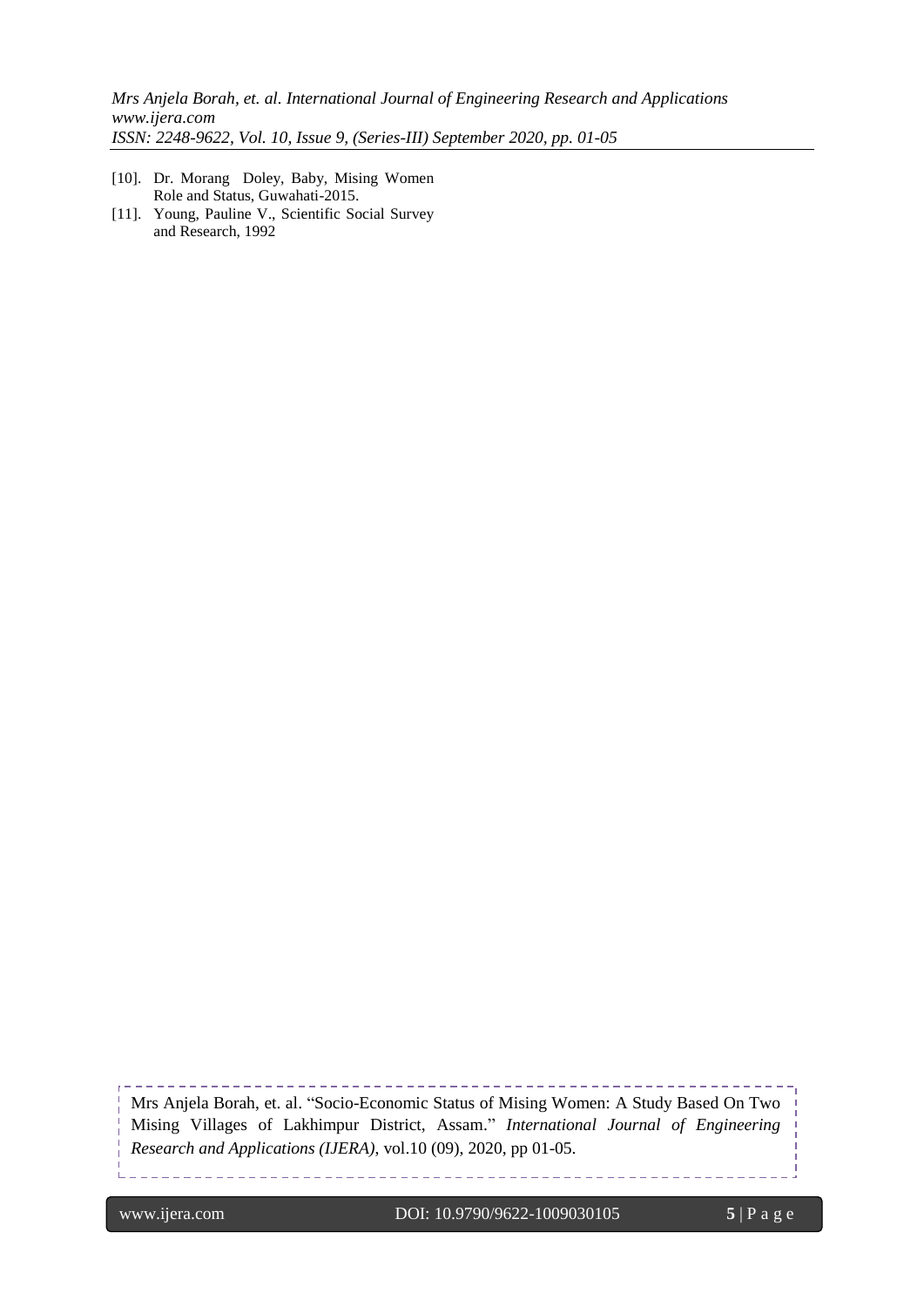[10]. Dr. Morang Doley, Baby, Mising Women Role and Status, Guwahati-2015.

[11]. Young, Pauline V., Scientific Social Survey and Research, 1992

Mrs Anjela Borah, et. al. "Socio-Economic Status of Mising Women: A Study Based On Two Mising Villages of Lakhimpur District, Assam." *International Journal of Engineering Research and Applications (IJERA)*, vol.10 (09), 2020, pp 01-05.